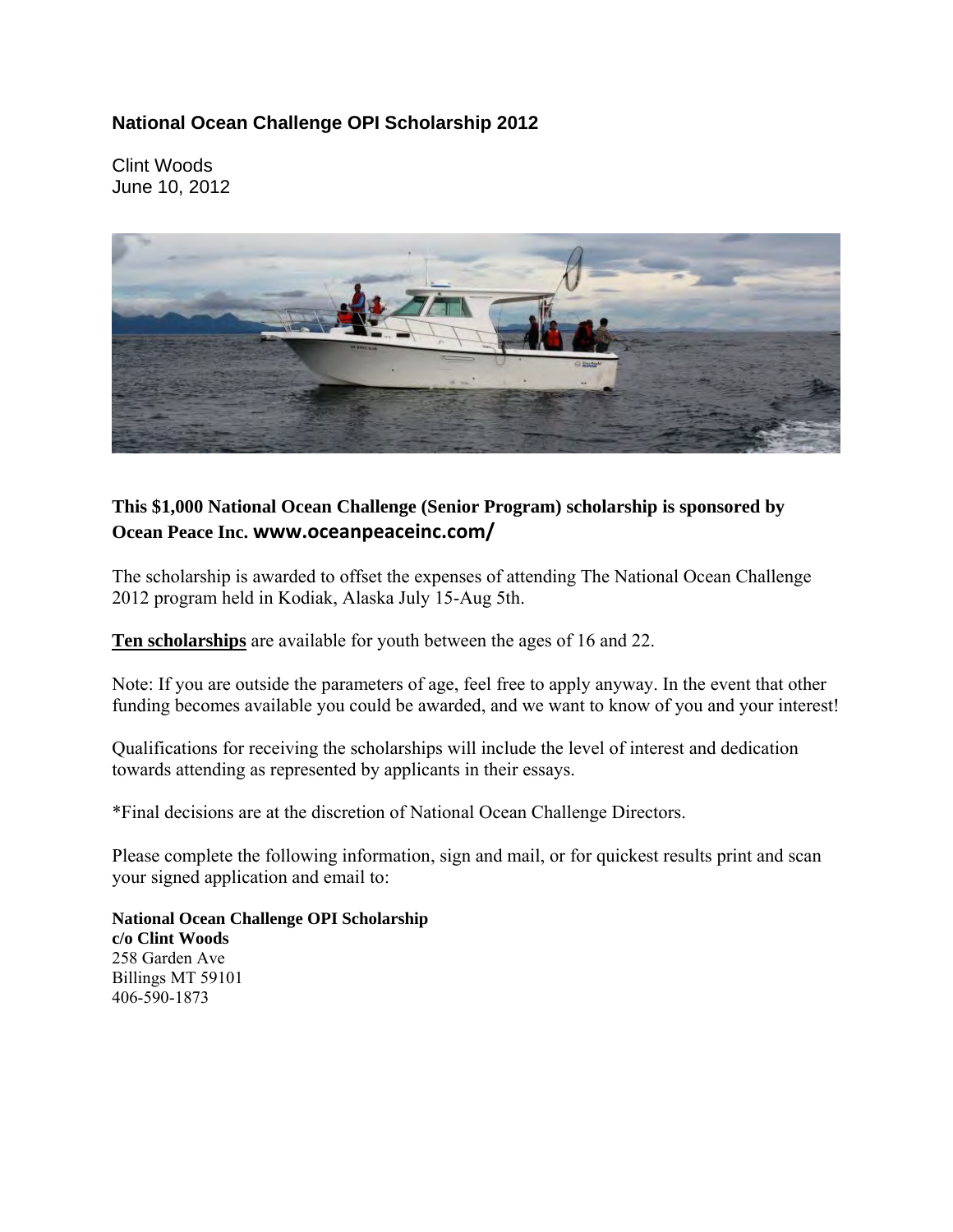# National Ocean Challenge OPI Scholarship 2012

Clint Woods
June 10, 2012

**This $1,000 National Ocean Challenge (Senior Program) scholarship is sponsored by Ocean Peace Inc. www.oceanpeaceinc.com/**

The scholarship is awarded to offset the expenses of attending The National Ocean Challenge 2012 program held in Kodiak, Alaska July 15-Aug 5th.

**Ten scholarships** are available for youth between the ages of 16 and 22.

Note: If you are outside the parameters of age, feel free to apply anyway. In the event that other funding becomes available you could be awarded, and we want to know of you and your interest!

Qualifications for receiving the scholarships will include the level of interest and dedication towards attending as represented by applicants in their essays.

*Final decisions are at the discretion of National Ocean Challenge Directors.

Please complete the following information, sign and mail, or for quickest results print and scan your signed application and email to:

**National Ocean Challenge OPI Scholarship**
**c/o Clint Woods**
258 Garden Ave
Billings MT 59101
406-590-1873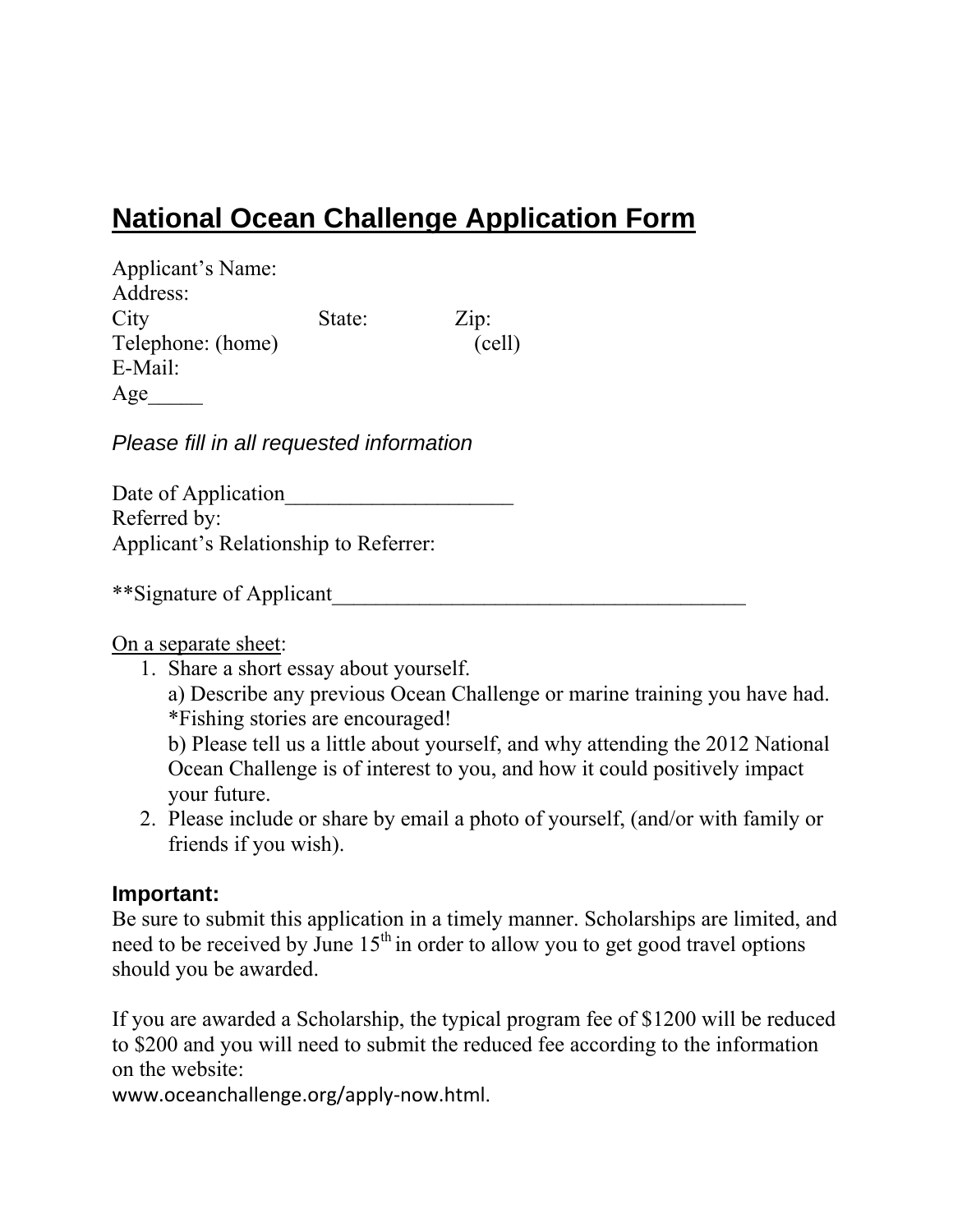# National Ocean Challenge Application Form

Applicant's Name:
Address:
City State: Zip:
Telephone: (home) (cell)
E-Mail:
Age_____

*Please fill in all requested information*

Date of Application_____________________
Referred by:
Applicant's Relationship to Referrer:

**Signature of Applicant______________________________________

On a separate sheet:

1. Share a short essay about yourself.
   a) Describe any previous Ocean Challenge or marine training you have had. *Fishing stories are encouraged!
   b) Please tell us a little about yourself, and why attending the 2012 National Ocean Challenge is of interest to you, and how it could positively impact your future.
2. Please include or share by email a photo of yourself, (and/or with family or friends if you wish).

### Important:

Be sure to submit this application in a timely manner. Scholarships are limited, and need to be received by June 15th in order to allow you to get good travel options should you be awarded.

If you are awarded a Scholarship, the typical program fee of $1200 will be reduced to $200 and you will need to submit the reduced fee according to the information on the website:
www.oceanchallenge.org/apply-now.html.